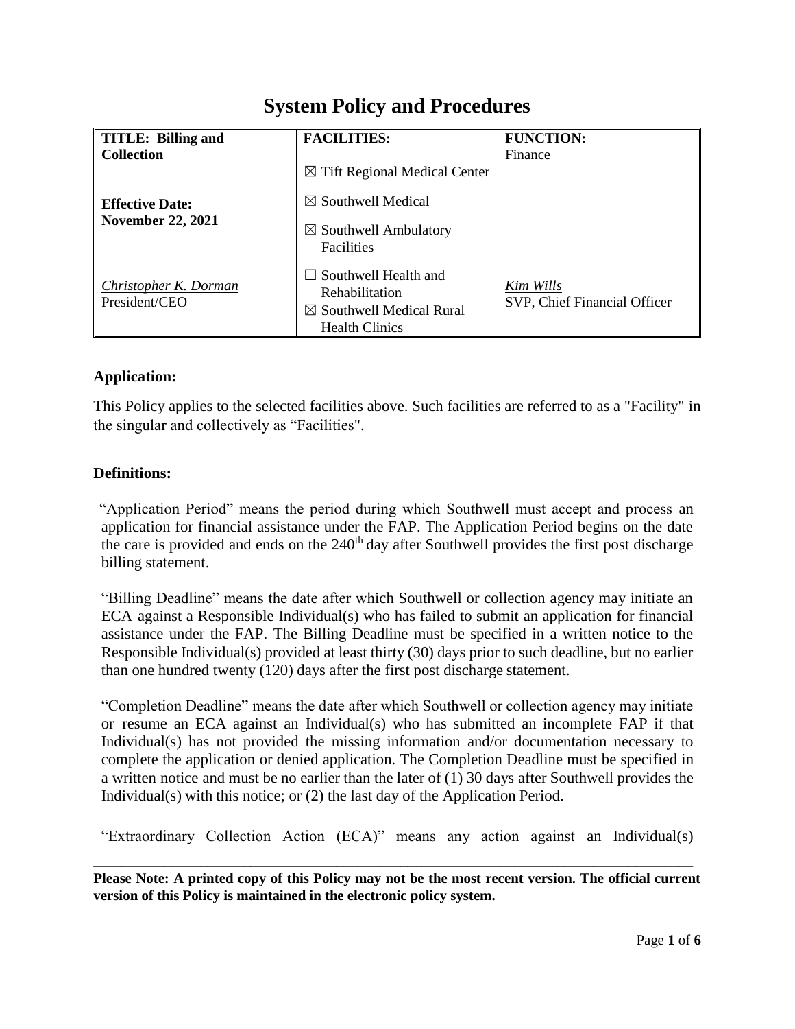# System Policy and Procedures

| TITLE: Billing and Collection | FACILITIES: | FUNCTION: Finance |
|---|---|---|
| **Effective Date: November 22, 2021** | ☒ Tift Regional Medical Center<br>☒ Southwell Medical<br>☒ Southwell Ambulatory Facilities | |
| *Christopher K. Dorman*<br>President/CEO | ☐ Southwell Health and Rehabilitation<br>☒ Southwell Medical Rural Health Clinics | *Kim Wills*<br>SVP, Chief Financial Officer |

### Application:

This Policy applies to the selected facilities above. Such facilities are referred to as a "Facility" in the singular and collectively as "Facilities".

### Definitions:

"Application Period" means the period during which Southwell must accept and process an application for financial assistance under the FAP. The Application Period begins on the date the care is provided and ends on the 240th day after Southwell provides the first post discharge billing statement.

"Billing Deadline" means the date after which Southwell or collection agency may initiate an ECA against a Responsible Individual(s) who has failed to submit an application for financial assistance under the FAP. The Billing Deadline must be specified in a written notice to the Responsible Individual(s) provided at least thirty (30) days prior to such deadline, but no earlier than one hundred twenty (120) days after the first post discharge statement.

"Completion Deadline" means the date after which Southwell or collection agency may initiate or resume an ECA against an Individual(s) who has submitted an incomplete FAP if that Individual(s) has not provided the missing information and/or documentation necessary to complete the application or denied application. The Completion Deadline must be specified in a written notice and must be no earlier than the later of (1) 30 days after Southwell provides the Individual(s) with this notice; or (2) the last day of the Application Period.

"Extraordinary Collection Action (ECA)" means any action against an Individual(s)

**Please Note: A printed copy of this Policy may not be the most recent version. The official current version of this Policy is maintained in the electronic policy system.**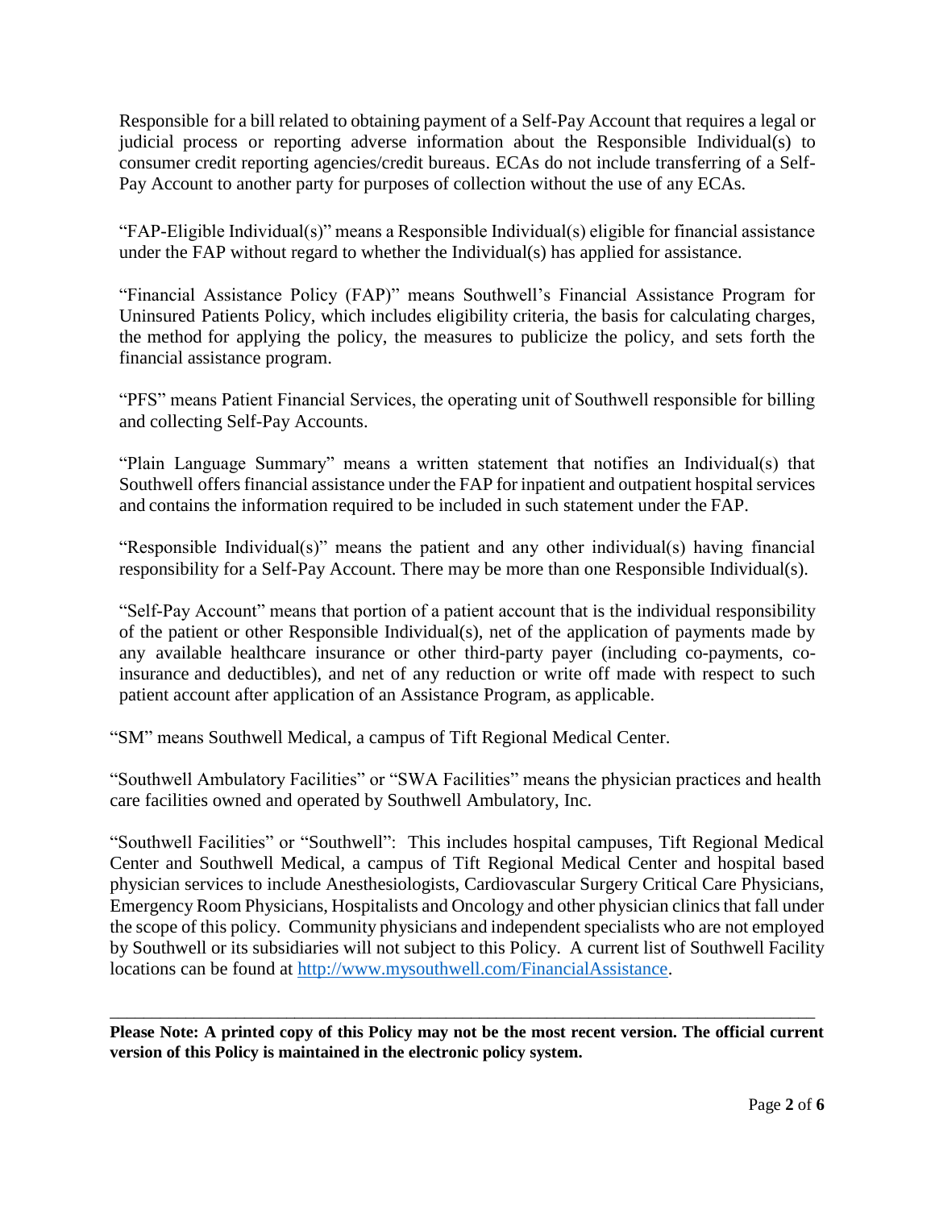Responsible for a bill related to obtaining payment of a Self-Pay Account that requires a legal or judicial process or reporting adverse information about the Responsible Individual(s) to consumer credit reporting agencies/credit bureaus. ECAs do not include transferring of a Self-Pay Account to another party for purposes of collection without the use of any ECAs.

"FAP-Eligible Individual(s)" means a Responsible Individual(s) eligible for financial assistance under the FAP without regard to whether the Individual(s) has applied for assistance.

"Financial Assistance Policy (FAP)" means Southwell's Financial Assistance Program for Uninsured Patients Policy, which includes eligibility criteria, the basis for calculating charges, the method for applying the policy, the measures to publicize the policy, and sets forth the financial assistance program.

"PFS" means Patient Financial Services, the operating unit of Southwell responsible for billing and collecting Self-Pay Accounts.

"Plain Language Summary" means a written statement that notifies an Individual(s) that Southwell offers financial assistance under the FAP for inpatient and outpatient hospital services and contains the information required to be included in such statement under the FAP.

"Responsible Individual(s)" means the patient and any other individual(s) having financial responsibility for a Self-Pay Account. There may be more than one Responsible Individual(s).

"Self-Pay Account" means that portion of a patient account that is the individual responsibility of the patient or other Responsible Individual(s), net of the application of payments made by any available healthcare insurance or other third-party payer (including co-payments, co-insurance and deductibles), and net of any reduction or write off made with respect to such patient account after application of an Assistance Program, as applicable.

"SM" means Southwell Medical, a campus of Tift Regional Medical Center.

"Southwell Ambulatory Facilities" or "SWA Facilities" means the physician practices and health care facilities owned and operated by Southwell Ambulatory, Inc.

"Southwell Facilities" or "Southwell": This includes hospital campuses, Tift Regional Medical Center and Southwell Medical, a campus of Tift Regional Medical Center and hospital based physician services to include Anesthesiologists, Cardiovascular Surgery Critical Care Physicians, Emergency Room Physicians, Hospitalists and Oncology and other physician clinics that fall under the scope of this policy. Community physicians and independent specialists who are not employed by Southwell or its subsidiaries will not subject to this Policy. A current list of Southwell Facility locations can be found at http://www.mysouthwell.com/FinancialAssistance.

**Please Note: A printed copy of this Policy may not be the most recent version. The official current version of this Policy is maintained in the electronic policy system.**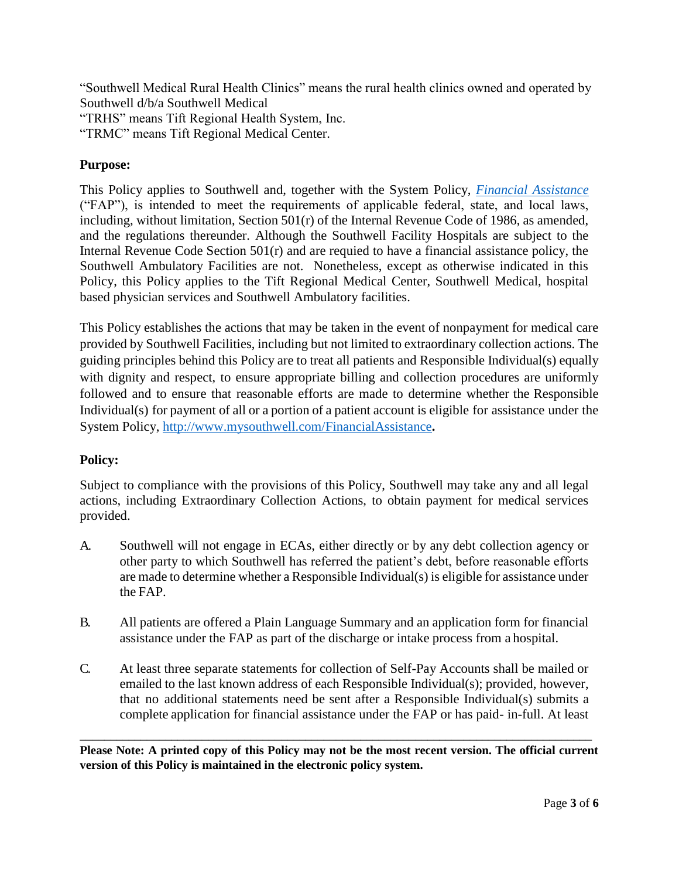"Southwell Medical Rural Health Clinics" means the rural health clinics owned and operated by Southwell d/b/a Southwell Medical
"TRHS" means Tift Regional Health System, Inc.
"TRMC" means Tift Regional Medical Center.

**Purpose:**

This Policy applies to Southwell and, together with the System Policy, *Financial Assistance* ("FAP"), is intended to meet the requirements of applicable federal, state, and local laws, including, without limitation, Section 501(r) of the Internal Revenue Code of 1986, as amended, and the regulations thereunder. Although the Southwell Facility Hospitals are subject to the Internal Revenue Code Section 501(r) and are requied to have a financial assistance policy, the Southwell Ambulatory Facilities are not. Nonetheless, except as otherwise indicated in this Policy, this Policy applies to the Tift Regional Medical Center, Southwell Medical, hospital based physician services and Southwell Ambulatory facilities.

This Policy establishes the actions that may be taken in the event of nonpayment for medical care provided by Southwell Facilities, including but not limited to extraordinary collection actions. The guiding principles behind this Policy are to treat all patients and Responsible Individual(s) equally with dignity and respect, to ensure appropriate billing and collection procedures are uniformly followed and to ensure that reasonable efforts are made to determine whether the Responsible Individual(s) for payment of all or a portion of a patient account is eligible for assistance under the System Policy, http://www.mysouthwell.com/FinancialAssistance**.**

**Policy:**

Subject to compliance with the provisions of this Policy, Southwell may take any and all legal actions, including Extraordinary Collection Actions, to obtain payment for medical services provided.

A. Southwell will not engage in ECAs, either directly or by any debt collection agency or other party to which Southwell has referred the patient's debt, before reasonable efforts are made to determine whether a Responsible Individual(s) is eligible for assistance under the FAP.

B. All patients are offered a Plain Language Summary and an application form for financial assistance under the FAP as part of the discharge or intake process from a hospital.

C. At least three separate statements for collection of Self-Pay Accounts shall be mailed or emailed to the last known address of each Responsible Individual(s); provided, however, that no additional statements need be sent after a Responsible Individual(s) submits a complete application for financial assistance under the FAP or has paid- in-full. At least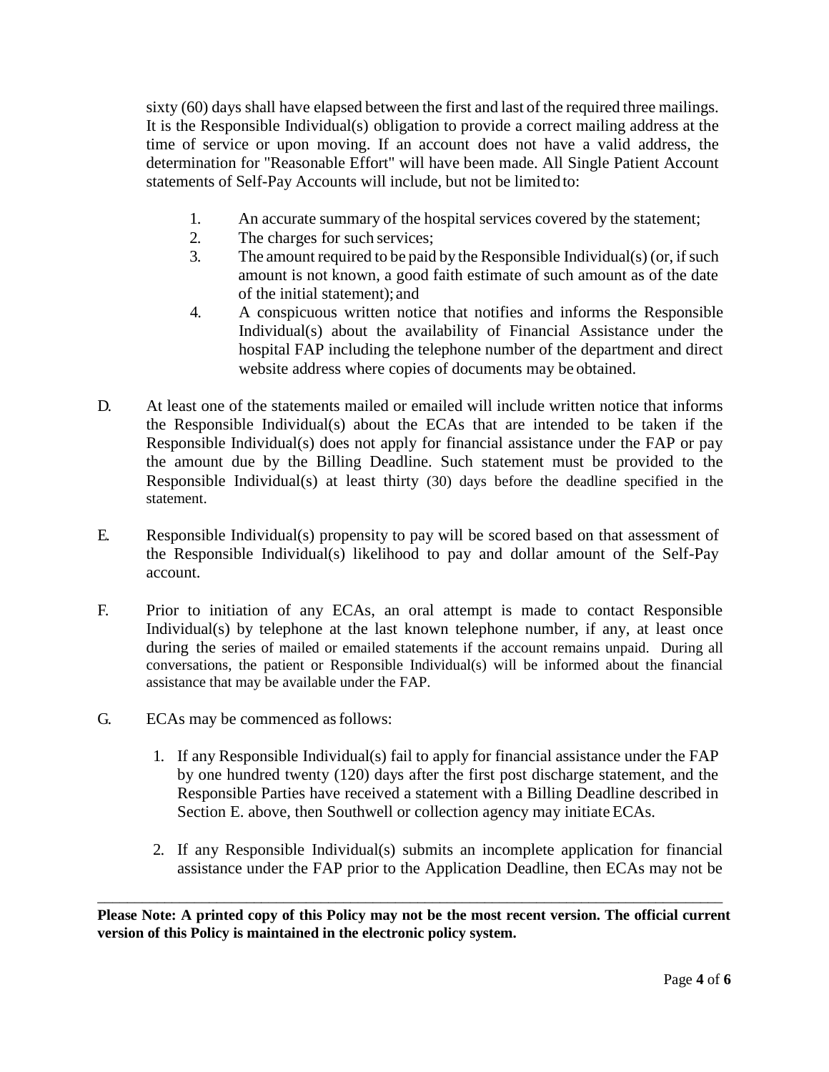sixty (60) days shall have elapsed between the first and last of the required three mailings. It is the Responsible Individual(s) obligation to provide a correct mailing address at the time of service or upon moving. If an account does not have a valid address, the determination for "Reasonable Effort" will have been made. All Single Patient Account statements of Self-Pay Accounts will include, but not be limited to:

1. An accurate summary of the hospital services covered by the statement;
2. The charges for such services;
3. The amount required to be paid by the Responsible Individual(s) (or, if such amount is not known, a good faith estimate of such amount as of the date of the initial statement); and
4. A conspicuous written notice that notifies and informs the Responsible Individual(s) about the availability of Financial Assistance under the hospital FAP including the telephone number of the department and direct website address where copies of documents may be obtained.

D. At least one of the statements mailed or emailed will include written notice that informs the Responsible Individual(s) about the ECAs that are intended to be taken if the Responsible Individual(s) does not apply for financial assistance under the FAP or pay the amount due by the Billing Deadline. Such statement must be provided to the Responsible Individual(s) at least thirty (30) days before the deadline specified in the statement.

E. Responsible Individual(s) propensity to pay will be scored based on that assessment of the Responsible Individual(s) likelihood to pay and dollar amount of the Self-Pay account.

F. Prior to initiation of any ECAs, an oral attempt is made to contact Responsible Individual(s) by telephone at the last known telephone number, if any, at least once during the series of mailed or emailed statements if the account remains unpaid. During all conversations, the patient or Responsible Individual(s) will be informed about the financial assistance that may be available under the FAP.

G. ECAs may be commenced as follows:

1. If any Responsible Individual(s) fail to apply for financial assistance under the FAP by one hundred twenty (120) days after the first post discharge statement, and the Responsible Parties have received a statement with a Billing Deadline described in Section E. above, then Southwell or collection agency may initiate ECAs.

2. If any Responsible Individual(s) submits an incomplete application for financial assistance under the FAP prior to the Application Deadline, then ECAs may not be

**Please Note: A printed copy of this Policy may not be the most recent version. The official current version of this Policy is maintained in the electronic policy system.**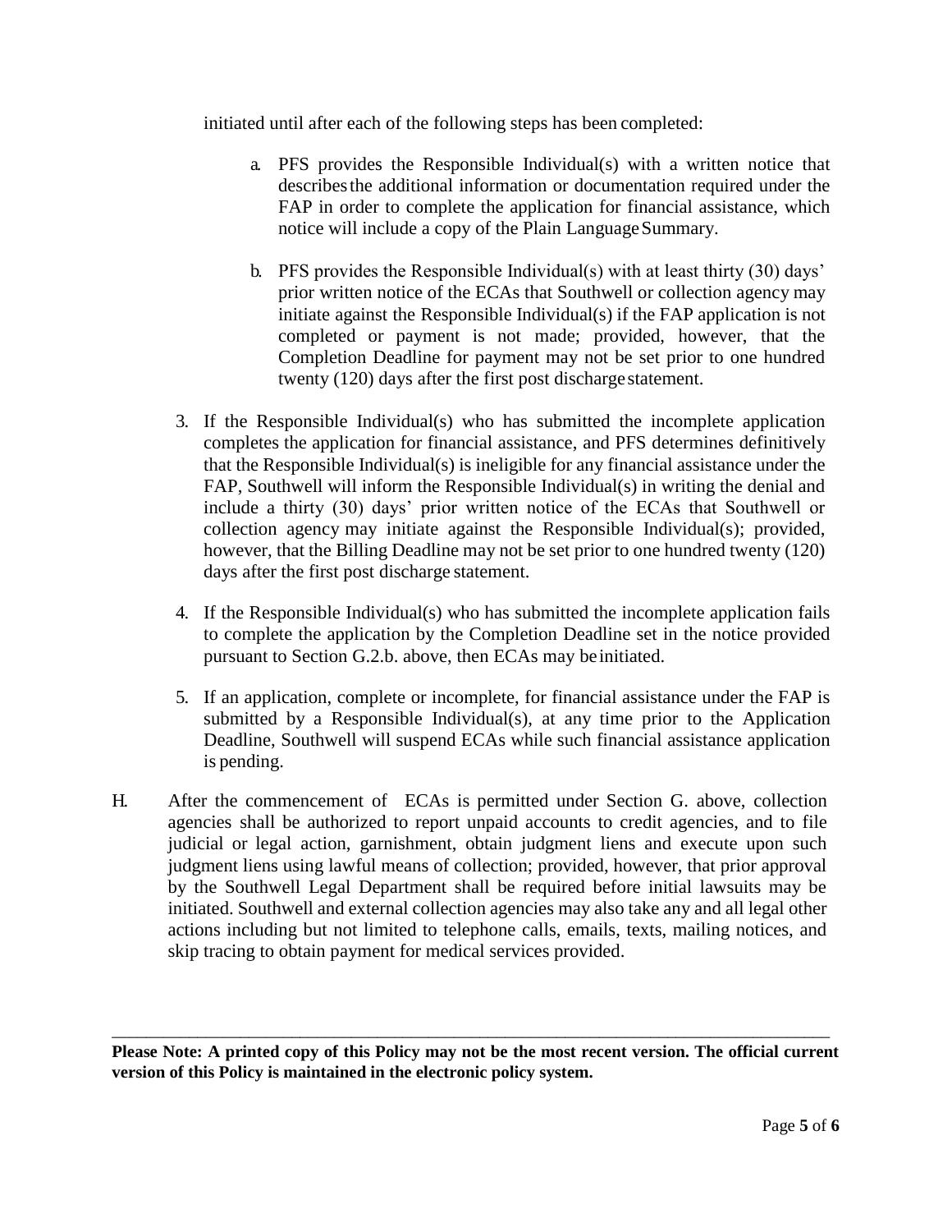initiated until after each of the following steps has been completed:

   a. PFS provides the Responsible Individual(s) with a written notice that describes the additional information or documentation required under the FAP in order to complete the application for financial assistance, which notice will include a copy of the Plain Language Summary.

   b. PFS provides the Responsible Individual(s) with at least thirty (30) days' prior written notice of the ECAs that Southwell or collection agency may initiate against the Responsible Individual(s) if the FAP application is not completed or payment is not made; provided, however, that the Completion Deadline for payment may not be set prior to one hundred twenty (120) days after the first post discharge statement.

3. If the Responsible Individual(s) who has submitted the incomplete application completes the application for financial assistance, and PFS determines definitively that the Responsible Individual(s) is ineligible for any financial assistance under the FAP, Southwell will inform the Responsible Individual(s) in writing the denial and include a thirty (30) days' prior written notice of the ECAs that Southwell or collection agency may initiate against the Responsible Individual(s); provided, however, that the Billing Deadline may not be set prior to one hundred twenty (120) days after the first post discharge statement.

4. If the Responsible Individual(s) who has submitted the incomplete application fails to complete the application by the Completion Deadline set in the notice provided pursuant to Section G.2.b. above, then ECAs may be initiated.

5. If an application, complete or incomplete, for financial assistance under the FAP is submitted by a Responsible Individual(s), at any time prior to the Application Deadline, Southwell will suspend ECAs while such financial assistance application is pending.

H. After the commencement of ECAs is permitted under Section G. above, collection agencies shall be authorized to report unpaid accounts to credit agencies, and to file judicial or legal action, garnishment, obtain judgment liens and execute upon such judgment liens using lawful means of collection; provided, however, that prior approval by the Southwell Legal Department shall be required before initial lawsuits may be initiated. Southwell and external collection agencies may also take any and all legal other actions including but not limited to telephone calls, emails, texts, mailing notices, and skip tracing to obtain payment for medical services provided.

**Please Note: A printed copy of this Policy may not be the most recent version. The official current version of this Policy is maintained in the electronic policy system.**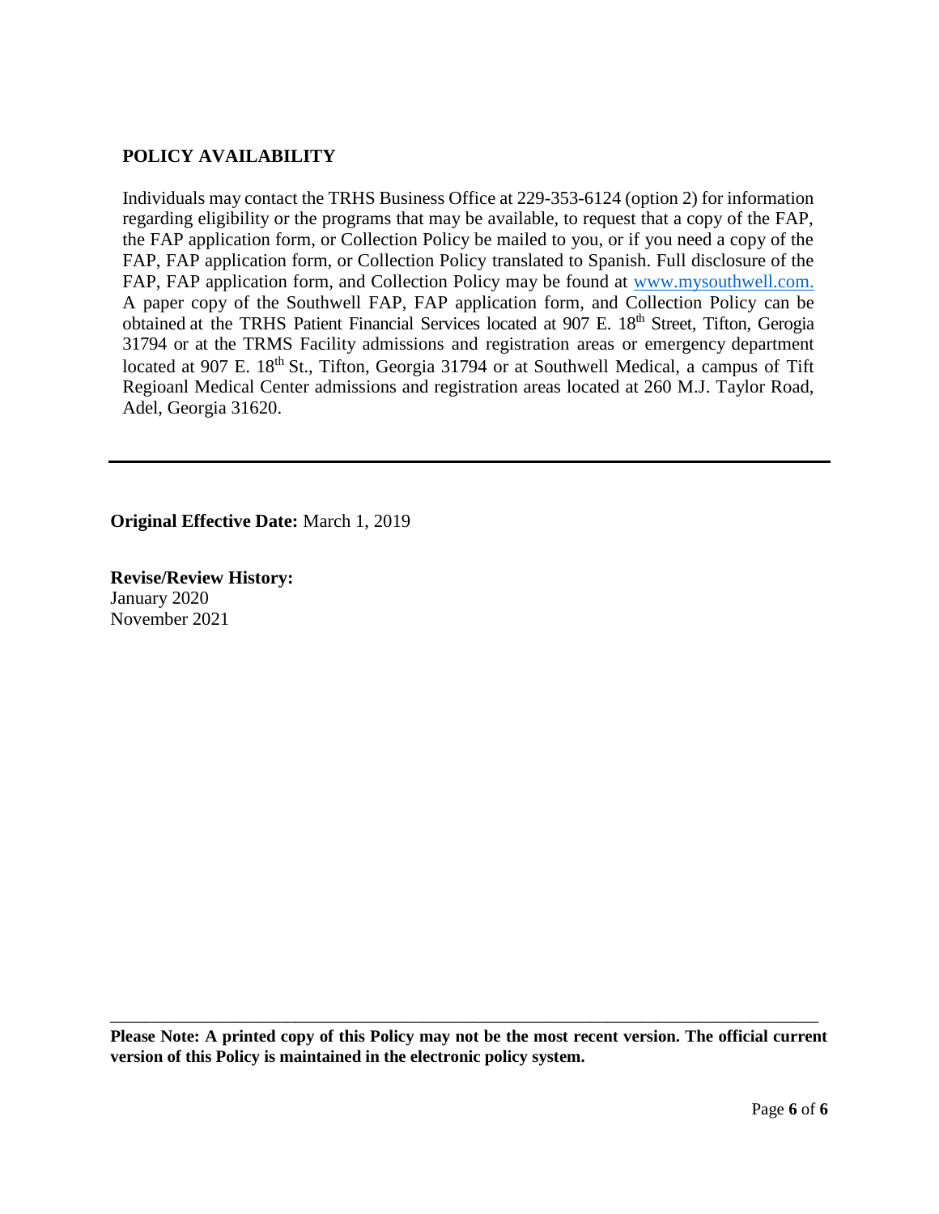## POLICY AVAILABILITY

Individuals may contact the TRHS Business Office at 229-353-6124 (option 2) for information regarding eligibility or the programs that may be available, to request that a copy of the FAP, the FAP application form, or Collection Policy be mailed to you, or if you need a copy of the FAP, FAP application form, or Collection Policy translated to Spanish. Full disclosure of the FAP, FAP application form, and Collection Policy may be found at www.mysouthwell.com. A paper copy of the Southwell FAP, FAP application form, and Collection Policy can be obtained at the TRHS Patient Financial Services located at 907 E. 18th Street, Tifton, Gerogia 31794 or at the TRMS Facility admissions and registration areas or emergency department located at 907 E. 18th St., Tifton, Georgia 31794 or at Southwell Medical, a campus of Tift Regioanl Medical Center admissions and registration areas located at 260 M.J. Taylor Road, Adel, Georgia 31620.

---

**Original Effective Date:** March 1, 2019

**Revise/Review History:**
January 2020
November 2021

---

**Please Note: A printed copy of this Policy may not be the most recent version. The official current version of this Policy is maintained in the electronic policy system.**